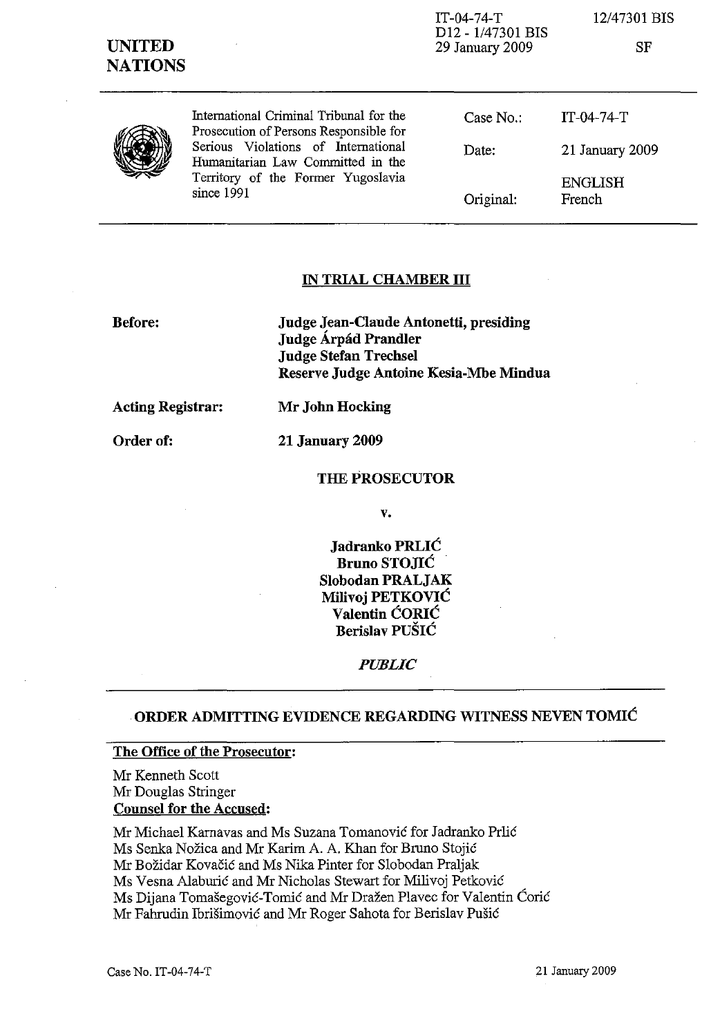IT-04-74-T
D12 - 1/47301 BIS
29 January 2009

12/47301 BIS

SF

**UNITED NATIONS**

International Criminal Tribunal for the Prosecution of Persons Responsible for Serious Violations of International Humanitarian Law Committed in the Territory of the Former Yugoslavia since 1991

| | |
|---|---|
| Case No.: | IT-04-74-T |
| Date: | 21 January 2009 |
| Original: | ENGLISH French |

## IN TRIAL CHAMBER III

**Before:** **Judge Jean-Claude Antonetti, presiding**
**Judge Árpád Prandler**
**Judge Stefan Trechsel**
**Reserve Judge Antoine Kesia-Mbe Mindua**

**Acting Registrar:** **Mr John Hocking**

**Order of:** **21 January 2009**

**THE PROSECUTOR**

**v.**

**Jadranko PRLIĆ**
**Bruno STOJIĆ**
**Slobodan PRALJAK**
**Milivoj PETKOVIĆ**
**Valentin ĆORIĆ**
**Berislav PUŠIĆ**

***PUBLIC***

## ORDER ADMITTING EVIDENCE REGARDING WITNESS NEVEN TOMIĆ

**The Office of the Prosecutor:**

Mr Kenneth Scott
Mr Douglas Stringer

**Counsel for the Accused:**

Mr Michael Karnavas and Ms Suzana Tomanović for Jadranko Prlić
Ms Senka Nožica and Mr Karim A. A. Khan for Bruno Stojić
Mr Božidar Kovačić and Ms Nika Pinter for Slobodan Praljak
Ms Vesna Alaburić and Mr Nicholas Stewart for Milivoj Petković
Ms Dijana Tomašegović-Tomić and Mr Dražen Plavec for Valentin Ćorić
Mr Fahrudin Ibrišimović and Mr Roger Sahota for Berislav Pušić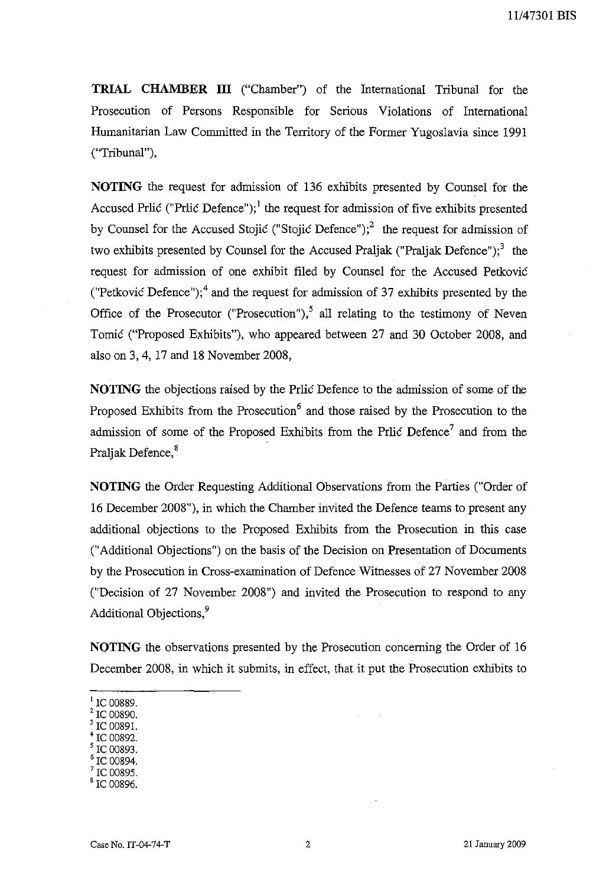**TRIAL CHAMBER III** ("Chamber") of the International Tribunal for the Prosecution of Persons Responsible for Serious Violations of International Humanitarian Law Committed in the Territory of the Former Yugoslavia since 1991 ("Tribunal"),

**NOTING** the request for admission of 136 exhibits presented by Counsel for the Accused Prlić ("Prlić Defence");[1] the request for admission of five exhibits presented by Counsel for the Accused Stojić ("Stojić Defence");[2] the request for admission of two exhibits presented by Counsel for the Accused Praljak ("Praljak Defence");[3] the request for admission of one exhibit filed by Counsel for the Accused Petković ("Petković Defence");[4] and the request for admission of 37 exhibits presented by the Office of the Prosecutor ("Prosecution"),[5] all relating to the testimony of Neven Tomić ("Proposed Exhibits"), who appeared between 27 and 30 October 2008, and also on 3, 4, 17 and 18 November 2008,

**NOTING** the objections raised by the Prlić Defence to the admission of some of the Proposed Exhibits from the Prosecution[6] and those raised by the Prosecution to the admission of some of the Proposed Exhibits from the Prlić Defence[7] and from the Praljak Defence,[8]

**NOTING** the Order Requesting Additional Observations from the Parties ("Order of 16 December 2008"), in which the Chamber invited the Defence teams to present any additional objections to the Proposed Exhibits from the Prosecution in this case ("Additional Objections") on the basis of the Decision on Presentation of Documents by the Prosecution in Cross-examination of Defence Witnesses of 27 November 2008 ("Decision of 27 November 2008") and invited the Prosecution to respond to any Additional Objections,[9]

**NOTING** the observations presented by the Prosecution concerning the Order of 16 December 2008, in which it submits, in effect, that it put the Prosecution exhibits to

---

[1] IC 00889.
[2] IC 00890.
[3] IC 00891.
[4] IC 00892.
[5] IC 00893.
[6] IC 00894.
[7] IC 00895.
[8] IC 00896.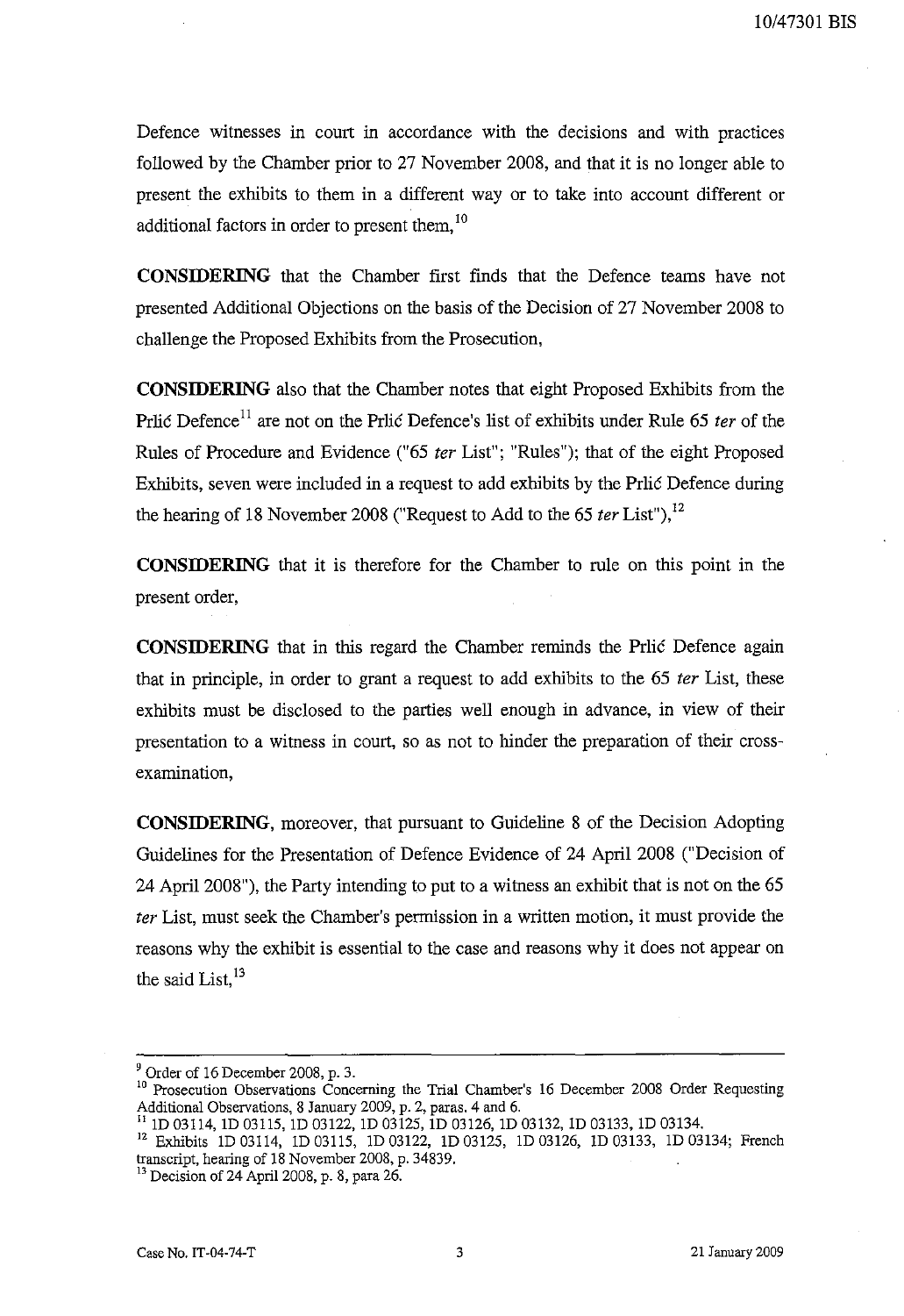Defence witnesses in court in accordance with the decisions and with practices followed by the Chamber prior to 27 November 2008, and that it is no longer able to present the exhibits to them in a different way or to take into account different or additional factors in order to present them,[10]

**CONSIDERING** that the Chamber first finds that the Defence teams have not presented Additional Objections on the basis of the Decision of 27 November 2008 to challenge the Proposed Exhibits from the Prosecution,

**CONSIDERING** also that the Chamber notes that eight Proposed Exhibits from the Prlić Defence[11] are not on the Prlić Defence's list of exhibits under Rule 65 *ter* of the Rules of Procedure and Evidence ("65 *ter* List"; "Rules"); that of the eight Proposed Exhibits, seven were included in a request to add exhibits by the Prlić Defence during the hearing of 18 November 2008 ("Request to Add to the 65 *ter* List"),[12]

**CONSIDERING** that it is therefore for the Chamber to rule on this point in the present order,

**CONSIDERING** that in this regard the Chamber reminds the Prlić Defence again that in principle, in order to grant a request to add exhibits to the 65 *ter* List, these exhibits must be disclosed to the parties well enough in advance, in view of their presentation to a witness in court, so as not to hinder the preparation of their cross-examination,

**CONSIDERING**, moreover, that pursuant to Guideline 8 of the Decision Adopting Guidelines for the Presentation of Defence Evidence of 24 April 2008 ("Decision of 24 April 2008"), the Party intending to put to a witness an exhibit that is not on the 65 *ter* List, must seek the Chamber's permission in a written motion, it must provide the reasons why the exhibit is essential to the case and reasons why it does not appear on the said List,[13]

---

[9] Order of 16 December 2008, p. 3.

[10] Prosecution Observations Concerning the Trial Chamber's 16 December 2008 Order Requesting Additional Observations, 8 January 2009, p. 2, paras. 4 and 6.

[11] 1D 03114, 1D 03115, 1D 03122, 1D 03125, 1D 03126, 1D 03132, 1D 03133, 1D 03134.

[12] Exhibits 1D 03114, 1D 03115, 1D 03122, 1D 03125, 1D 03126, 1D 03133, 1D 03134; French transcript, hearing of 18 November 2008, p. 34839.

[13] Decision of 24 April 2008, p. 8, para 26.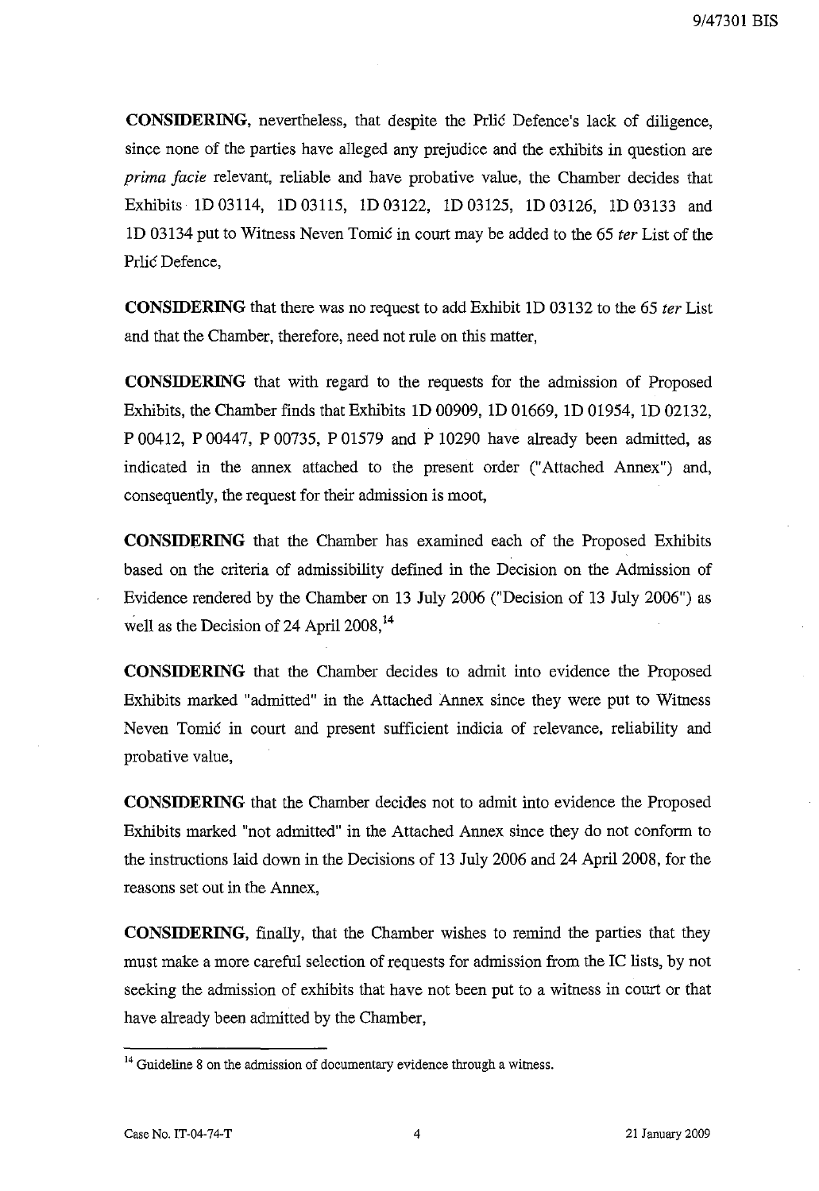**CONSIDERING**, nevertheless, that despite the Prlić Defence's lack of diligence, since none of the parties have alleged any prejudice and the exhibits in question are *prima facie* relevant, reliable and have probative value, the Chamber decides that Exhibits 1D 03114, 1D 03115, 1D 03122, 1D 03125, 1D 03126, 1D 03133 and 1D 03134 put to Witness Neven Tomić in court may be added to the 65 *ter* List of the Prlić Defence,

**CONSIDERING** that there was no request to add Exhibit 1D 03132 to the 65 *ter* List and that the Chamber, therefore, need not rule on this matter,

**CONSIDERING** that with regard to the requests for the admission of Proposed Exhibits, the Chamber finds that Exhibits 1D 00909, 1D 01669, 1D 01954, 1D 02132, P 00412, P 00447, P 00735, P 01579 and P 10290 have already been admitted, as indicated in the annex attached to the present order ("Attached Annex") and, consequently, the request for their admission is moot,

**CONSIDERING** that the Chamber has examined each of the Proposed Exhibits based on the criteria of admissibility defined in the Decision on the Admission of Evidence rendered by the Chamber on 13 July 2006 ("Decision of 13 July 2006") as well as the Decision of 24 April 2008,[14]

**CONSIDERING** that the Chamber decides to admit into evidence the Proposed Exhibits marked "admitted" in the Attached Annex since they were put to Witness Neven Tomić in court and present sufficient indicia of relevance, reliability and probative value,

**CONSIDERING** that the Chamber decides not to admit into evidence the Proposed Exhibits marked "not admitted" in the Attached Annex since they do not conform to the instructions laid down in the Decisions of 13 July 2006 and 24 April 2008, for the reasons set out in the Annex,

**CONSIDERING**, finally, that the Chamber wishes to remind the parties that they must make a more careful selection of requests for admission from the IC lists, by not seeking the admission of exhibits that have not been put to a witness in court or that have already been admitted by the Chamber,

---

[14] Guideline 8 on the admission of documentary evidence through a witness.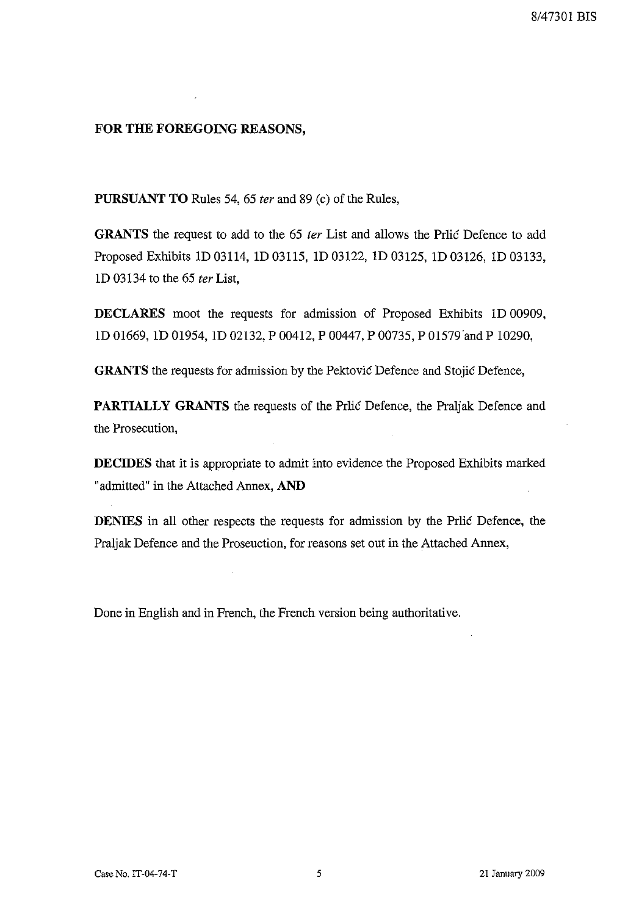**FOR THE FOREGOING REASONS,**

**PURSUANT TO** Rules 54, 65 *ter* and 89 (c) of the Rules,

**GRANTS** the request to add to the 65 *ter* List and allows the Prlić Defence to add Proposed Exhibits 1D 03114, 1D 03115, 1D 03122, 1D 03125, 1D 03126, 1D 03133, 1D 03134 to the 65 *ter* List,

**DECLARES** moot the requests for admission of Proposed Exhibits 1D 00909, 1D 01669, 1D 01954, 1D 02132, P 00412, P 00447, P 00735, P 01579 and P 10290,

**GRANTS** the requests for admission by the Pektović Defence and Stojić Defence,

**PARTIALLY GRANTS** the requests of the Prlić Defence, the Praljak Defence and the Prosecution,

**DECIDES** that it is appropriate to admit into evidence the Proposed Exhibits marked "admitted" in the Attached Annex, **AND**

**DENIES** in all other respects the requests for admission by the Prlić Defence, the Praljak Defence and the Proseuction, for reasons set out in the Attached Annex,

Done in English and in French, the French version being authoritative.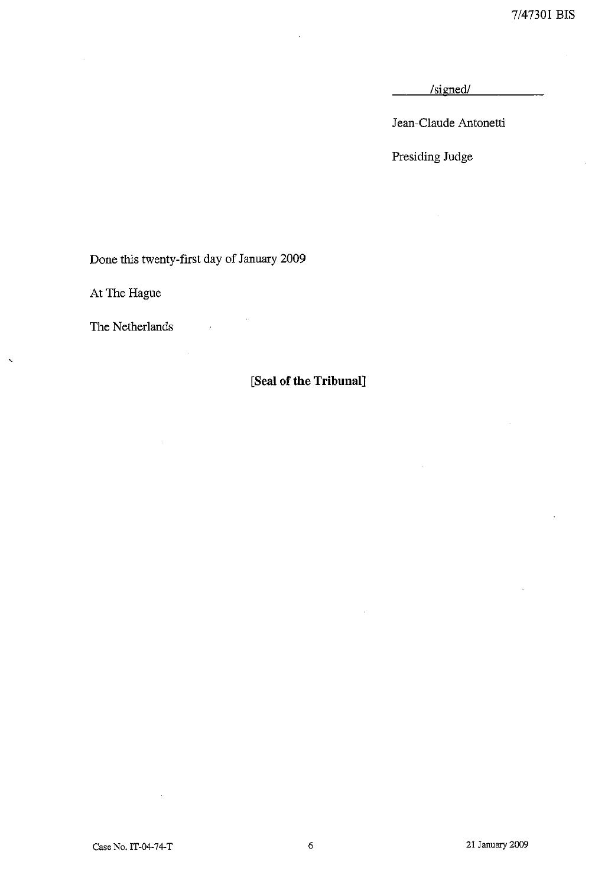/signed/

Jean-Claude Antonetti

Presiding Judge

Done this twenty-first day of January 2009

At The Hague

The Netherlands

**[Seal of the Tribunal]**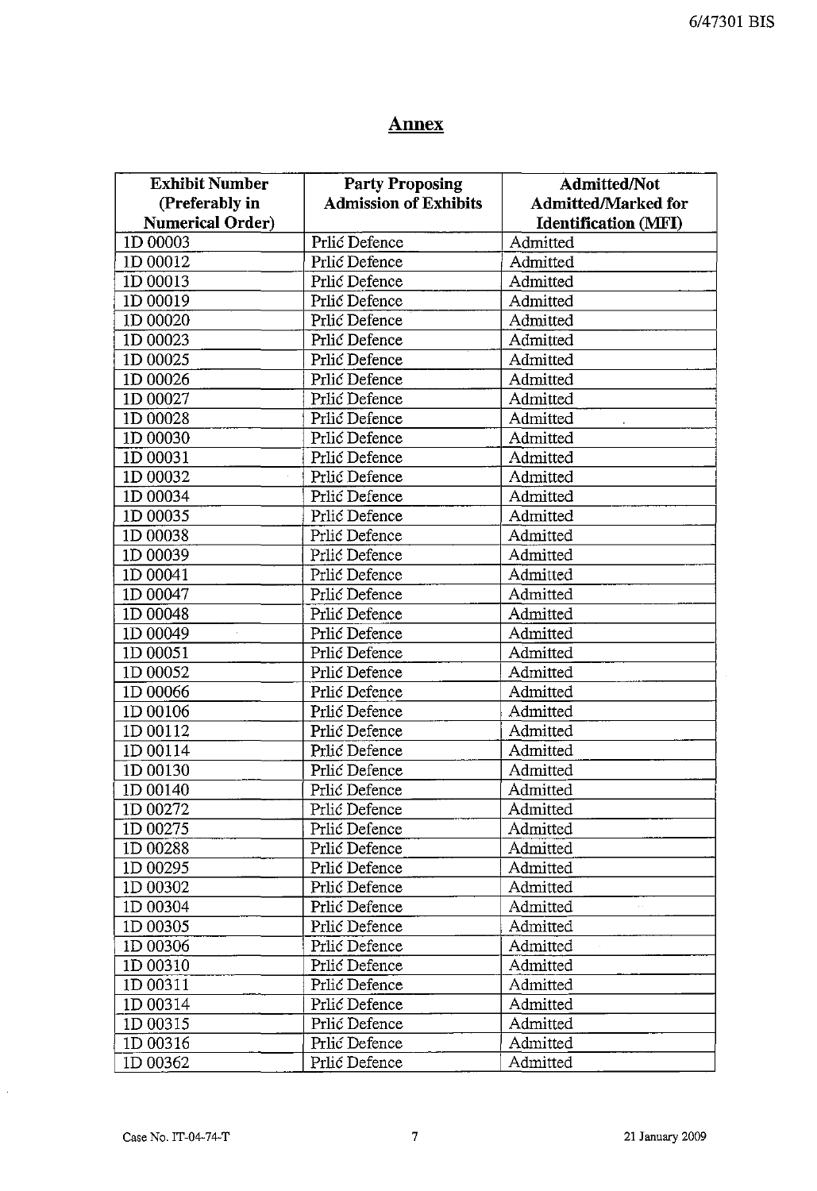## Annex

| Exhibit Number (Preferably in Numerical Order) | Party Proposing Admission of Exhibits | Admitted/Not Admitted/Marked for Identification (MFI) |
|---|---|---|
| 1D 00003 | Prlić Defence | Admitted |
| 1D 00012 | Prlić Defence | Admitted |
| 1D 00013 | Prlić Defence | Admitted |
| 1D 00019 | Prlić Defence | Admitted |
| 1D 00020 | Prlić Defence | Admitted |
| 1D 00023 | Prlić Defence | Admitted |
| 1D 00025 | Prlić Defence | Admitted |
| 1D 00026 | Prlić Defence | Admitted |
| 1D 00027 | Prlić Defence | Admitted |
| 1D 00028 | Prlić Defence | Admitted |
| 1D 00030 | Prlić Defence | Admitted |
| 1D 00031 | Prlić Defence | Admitted |
| 1D 00032 | Prlić Defence | Admitted |
| 1D 00034 | Prlić Defence | Admitted |
| 1D 00035 | Prlić Defence | Admitted |
| 1D 00038 | Prlić Defence | Admitted |
| 1D 00039 | Prlić Defence | Admitted |
| 1D 00041 | Prlić Defence | Admitted |
| 1D 00047 | Prlić Defence | Admitted |
| 1D 00048 | Prlić Defence | Admitted |
| 1D 00049 | Prlić Defence | Admitted |
| 1D 00051 | Prlić Defence | Admitted |
| 1D 00052 | Prlić Defence | Admitted |
| 1D 00066 | Prlić Defence | Admitted |
| 1D 00106 | Prlić Defence | Admitted |
| 1D 00112 | Prlić Defence | Admitted |
| 1D 00114 | Prlić Defence | Admitted |
| 1D 00130 | Prlić Defence | Admitted |
| 1D 00140 | Prlić Defence | Admitted |
| 1D 00272 | Prlić Defence | Admitted |
| 1D 00275 | Prlić Defence | Admitted |
| 1D 00288 | Prlić Defence | Admitted |
| 1D 00295 | Prlić Defence | Admitted |
| 1D 00302 | Prlić Defence | Admitted |
| 1D 00304 | Prlić Defence | Admitted |
| 1D 00305 | Prlić Defence | Admitted |
| 1D 00306 | Prlić Defence | Admitted |
| 1D 00310 | Prlić Defence | Admitted |
| 1D 00311 | Prlić Defence | Admitted |
| 1D 00314 | Prlić Defence | Admitted |
| 1D 00315 | Prlić Defence | Admitted |
| 1D 00316 | Prlić Defence | Admitted |
| 1D 00362 | Prlić Defence | Admitted |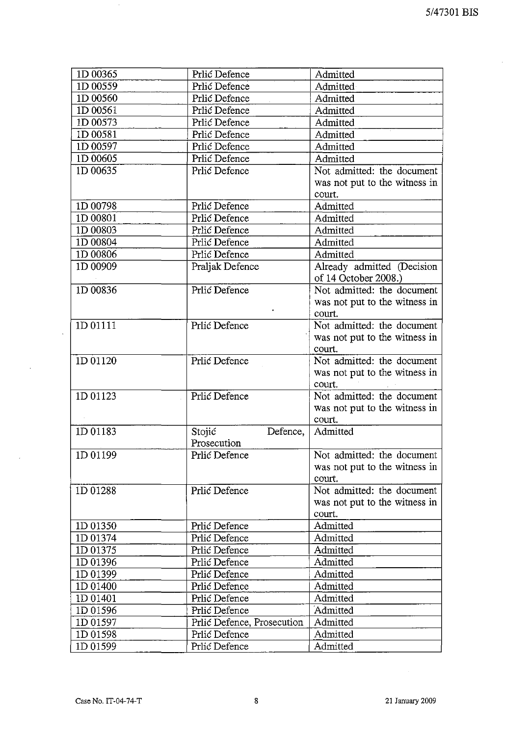| | | |
|---|---|---|
| 1D 00365 | Prlić Defence | Admitted |
| 1D 00559 | Prlić Defence | Admitted |
| 1D 00560 | Prlić Defence | Admitted |
| 1D 00561 | Prlić Defence | Admitted |
| 1D 00573 | Prlić Defence | Admitted |
| 1D 00581 | Prlić Defence | Admitted |
| 1D 00597 | Prlić Defence | Admitted |
| 1D 00605 | Prlić Defence | Admitted |
| 1D 00635 | Prlić Defence | Not admitted: the document was not put to the witness in court. |
| 1D 00798 | Prlić Defence | Admitted |
| 1D 00801 | Prlić Defence | Admitted |
| 1D 00803 | Prlić Defence | Admitted |
| 1D 00804 | Prlić Defence | Admitted |
| 1D 00806 | Prlić Defence | Admitted |
| 1D 00909 | Praljak Defence | Already admitted (Decision of 14 October 2008.) |
| 1D 00836 | Prlić Defence | Not admitted: the document was not put to the witness in court. |
| 1D 01111 | Prlić Defence | Not admitted: the document was not put to the witness in court. |
| 1D 01120 | Prlić Defence | Not admitted: the document was not put to the witness in court. |
| 1D 01123 | Prlić Defence | Not admitted: the document was not put to the witness in court. |
| 1D 01183 | Stojić Defence, Prosecution | Admitted |
| 1D 01199 | Prlić Defence | Not admitted: the document was not put to the witness in court. |
| 1D 01288 | Prlić Defence | Not admitted: the document was not put to the witness in court. |
| 1D 01350 | Prlić Defence | Admitted |
| 1D 01374 | Prlić Defence | Admitted |
| 1D 01375 | Prlić Defence | Admitted |
| 1D 01396 | Prlić Defence | Admitted |
| 1D 01399 | Prlić Defence | Admitted |
| 1D 01400 | Prlić Defence | Admitted |
| 1D 01401 | Prlić Defence | Admitted |
| 1D 01596 | Prlić Defence | Admitted |
| 1D 01597 | Prlić Defence, Prosecution | Admitted |
| 1D 01598 | Prlić Defence | Admitted |
| 1D 01599 | Prlić Defence | Admitted |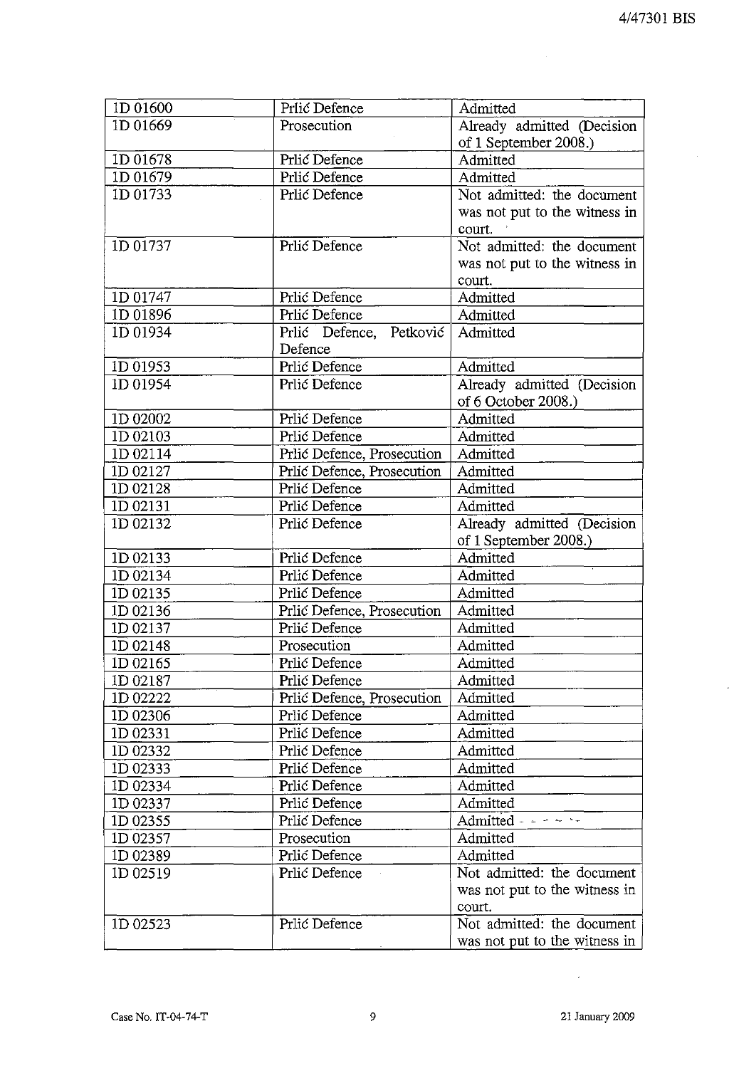| 1D 01600 | Prlić Defence | Admitted |
|---|---|---|
| 1D 01669 | Prosecution | Already admitted (Decision of 1 September 2008.) |
| 1D 01678 | Prlić Defence | Admitted |
| 1D 01679 | Prlić Defence | Admitted |
| 1D 01733 | Prlić Defence | Not admitted: the document was not put to the witness in court. |
| 1D 01737 | Prlić Defence | Not admitted: the document was not put to the witness in court. |
| 1D 01747 | Prlić Defence | Admitted |
| 1D 01896 | Prlić Defence | Admitted |
| 1D 01934 | Prlić Defence, Petković Defence | Admitted |
| 1D 01953 | Prlić Defence | Admitted |
| 1D 01954 | Prlić Defence | Already admitted (Decision of 6 October 2008.) |
| 1D 02002 | Prlić Defence | Admitted |
| 1D 02103 | Prlić Defence | Admitted |
| 1D 02114 | Prlić Defence, Prosecution | Admitted |
| 1D 02127 | Prlić Defence, Prosecution | Admitted |
| 1D 02128 | Prlić Defence | Admitted |
| 1D 02131 | Prlić Defence | Admitted |
| 1D 02132 | Prlić Defence | Already admitted (Decision of 1 September 2008.) |
| 1D 02133 | Prlić Defence | Admitted |
| 1D 02134 | Prlić Defence | Admitted |
| 1D 02135 | Prlić Defence | Admitted |
| 1D 02136 | Prlić Defence, Prosecution | Admitted |
| 1D 02137 | Prlić Defence | Admitted |
| 1D 02148 | Prosecution | Admitted |
| 1D 02165 | Prlić Defence | Admitted |
| 1D 02187 | Prlić Defence | Admitted |
| 1D 02222 | Prlić Defence, Prosecution | Admitted |
| 1D 02306 | Prlić Defence | Admitted |
| 1D 02331 | Prlić Defence | Admitted |
| 1D 02332 | Prlić Defence | Admitted |
| 1D 02333 | Prlić Defence | Admitted |
| 1D 02334 | Prlić Defence | Admitted |
| 1D 02337 | Prlić Defence | Admitted |
| 1D 02355 | Prlić Defence | Admitted |
| 1D 02357 | Prosecution | Admitted |
| 1D 02389 | Prlić Defence | Admitted |
| 1D 02519 | Prlić Defence | Not admitted: the document was not put to the witness in court. |
| 1D 02523 | Prlić Defence | Not admitted: the document was not put to the witness in |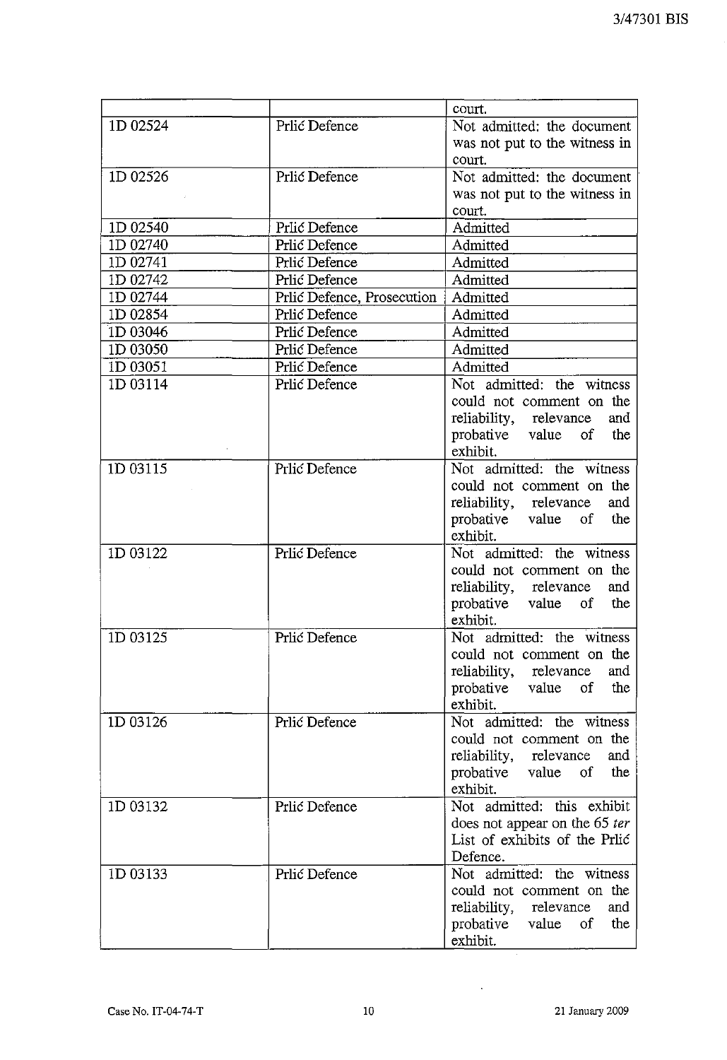| | | |
|---|---|---|
| | | court. |
| 1D 02524 | Prlić Defence | Not admitted: the document was not put to the witness in court. |
| 1D 02526 | Prlić Defence | Not admitted: the document was not put to the witness in court. |
| 1D 02540 | Prlić Defence | Admitted |
| 1D 02740 | Prlić Defence | Admitted |
| 1D 02741 | Prlić Defence | Admitted |
| 1D 02742 | Prlić Defence | Admitted |
| 1D 02744 | Prlić Defence, Prosecution | Admitted |
| 1D 02854 | Prlić Defence | Admitted |
| 1D 03046 | Prlić Defence | Admitted |
| 1D 03050 | Prlić Defence | Admitted |
| 1D 03051 | Prlić Defence | Admitted |
| 1D 03114 | Prlić Defence | Not admitted: the witness could not comment on the reliability, relevance and probative value of the exhibit. |
| 1D 03115 | Prlić Defence | Not admitted: the witness could not comment on the reliability, relevance and probative value of the exhibit. |
| 1D 03122 | Prlić Defence | Not admitted: the witness could not comment on the reliability, relevance and probative value of the exhibit. |
| 1D 03125 | Prlić Defence | Not admitted: the witness could not comment on the reliability, relevance and probative value of the exhibit. |
| 1D 03126 | Prlić Defence | Not admitted: the witness could not comment on the reliability, relevance and probative value of the exhibit. |
| 1D 03132 | Prlić Defence | Not admitted: this exhibit does not appear on the 65 *ter* List of exhibits of the Prlić Defence. |
| 1D 03133 | Prlić Defence | Not admitted: the witness could not comment on the reliability, relevance and probative value of the exhibit. |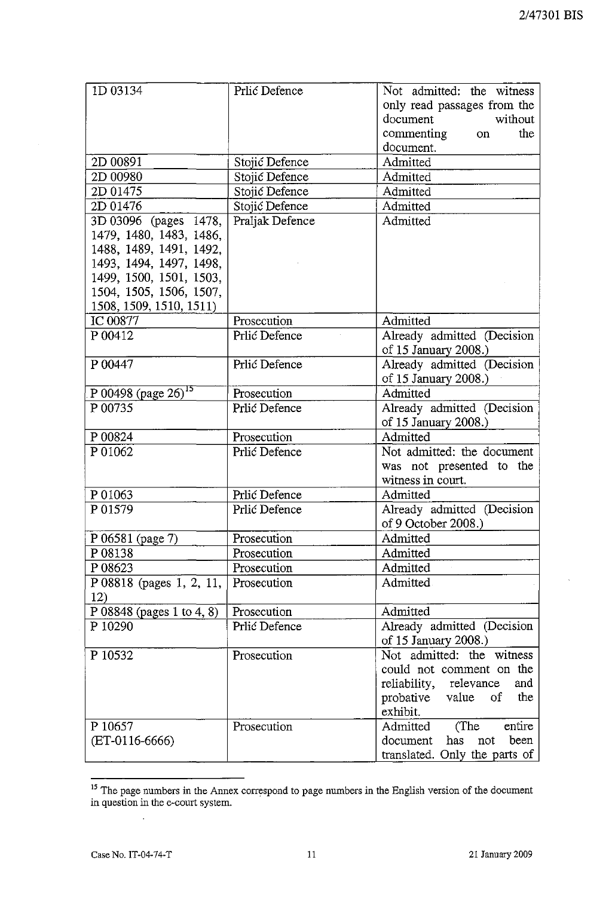| | | |
|---|---|---|
| 1D 03134 | Prlić Defence | Not admitted: the witness only read passages from the document without commenting on the document. |
| 2D 00891 | Stojić Defence | Admitted |
| 2D 00980 | Stojić Defence | Admitted |
| 2D 01475 | Stojić Defence | Admitted |
| 2D 01476 | Stojić Defence | Admitted |
| 3D 03096 (pages 1478, 1479, 1480, 1483, 1486, 1488, 1489, 1491, 1492, 1493, 1494, 1497, 1498, 1499, 1500, 1501, 1503, 1504, 1505, 1506, 1507, 1508, 1509, 1510, 1511) | Praljak Defence | Admitted |
| IC 00877 | Prosecution | Admitted |
| P 00412 | Prlić Defence | Already admitted (Decision of 15 January 2008.) |
| P 00447 | Prlić Defence | Already admitted (Decision of 15 January 2008.) |
| P 00498 (page 26)[15] | Prosecution | Admitted |
| P 00735 | Prlić Defence | Already admitted (Decision of 15 January 2008.) |
| P 00824 | Prosecution | Admitted |
| P 01062 | Prlić Defence | Not admitted: the document was not presented to the witness in court. |
| P 01063 | Prlić Defence | Admitted |
| P 01579 | Prlić Defence | Already admitted (Decision of 9 October 2008.) |
| P 06581 (page 7) | Prosecution | Admitted |
| P 08138 | Prosecution | Admitted |
| P 08623 | Prosecution | Admitted |
| P 08818 (pages 1, 2, 11, 12) | Prosecution | Admitted |
| P 08848 (pages 1 to 4, 8) | Prosecution | Admitted |
| P 10290 | Prlić Defence | Already admitted (Decision of 15 January 2008.) |
| P 10532 | Prosecution | Not admitted: the witness could not comment on the reliability, relevance and probative value of the exhibit. |
| P 10657 (ET-0116-6666) | Prosecution | Admitted (The entire document has not been translated. Only the parts of |

[15] The page numbers in the Annex correspond to page numbers in the English version of the document in question in the e-court system.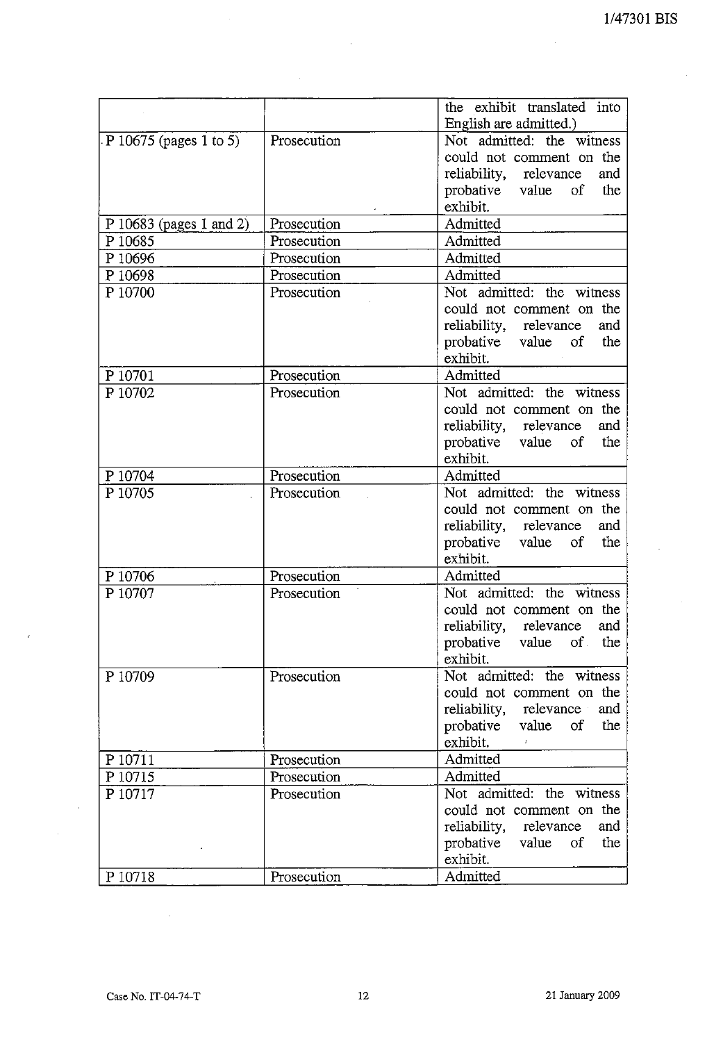| | | |
|---|---|---|
| | | the exhibit translated into English are admitted.) |
| P 10675 (pages 1 to 5) | Prosecution | Not admitted: the witness could not comment on the reliability, relevance and probative value of the exhibit. |
| P 10683 (pages 1 and 2) | Prosecution | Admitted |
| P 10685 | Prosecution | Admitted |
| P 10696 | Prosecution | Admitted |
| P 10698 | Prosecution | Admitted |
| P 10700 | Prosecution | Not admitted: the witness could not comment on the reliability, relevance and probative value of the exhibit. |
| P 10701 | Prosecution | Admitted |
| P 10702 | Prosecution | Not admitted: the witness could not comment on the reliability, relevance and probative value of the exhibit. |
| P 10704 | Prosecution | Admitted |
| P 10705 | Prosecution | Not admitted: the witness could not comment on the reliability, relevance and probative value of the exhibit. |
| P 10706 | Prosecution | Admitted |
| P 10707 | Prosecution | Not admitted: the witness could not comment on the reliability, relevance and probative value of the exhibit. |
| P 10709 | Prosecution | Not admitted: the witness could not comment on the reliability, relevance and probative value of the exhibit. |
| P 10711 | Prosecution | Admitted |
| P 10715 | Prosecution | Admitted |
| P 10717 | Prosecution | Not admitted: the witness could not comment on the reliability, relevance and probative value of the exhibit. |
| P 10718 | Prosecution | Admitted |